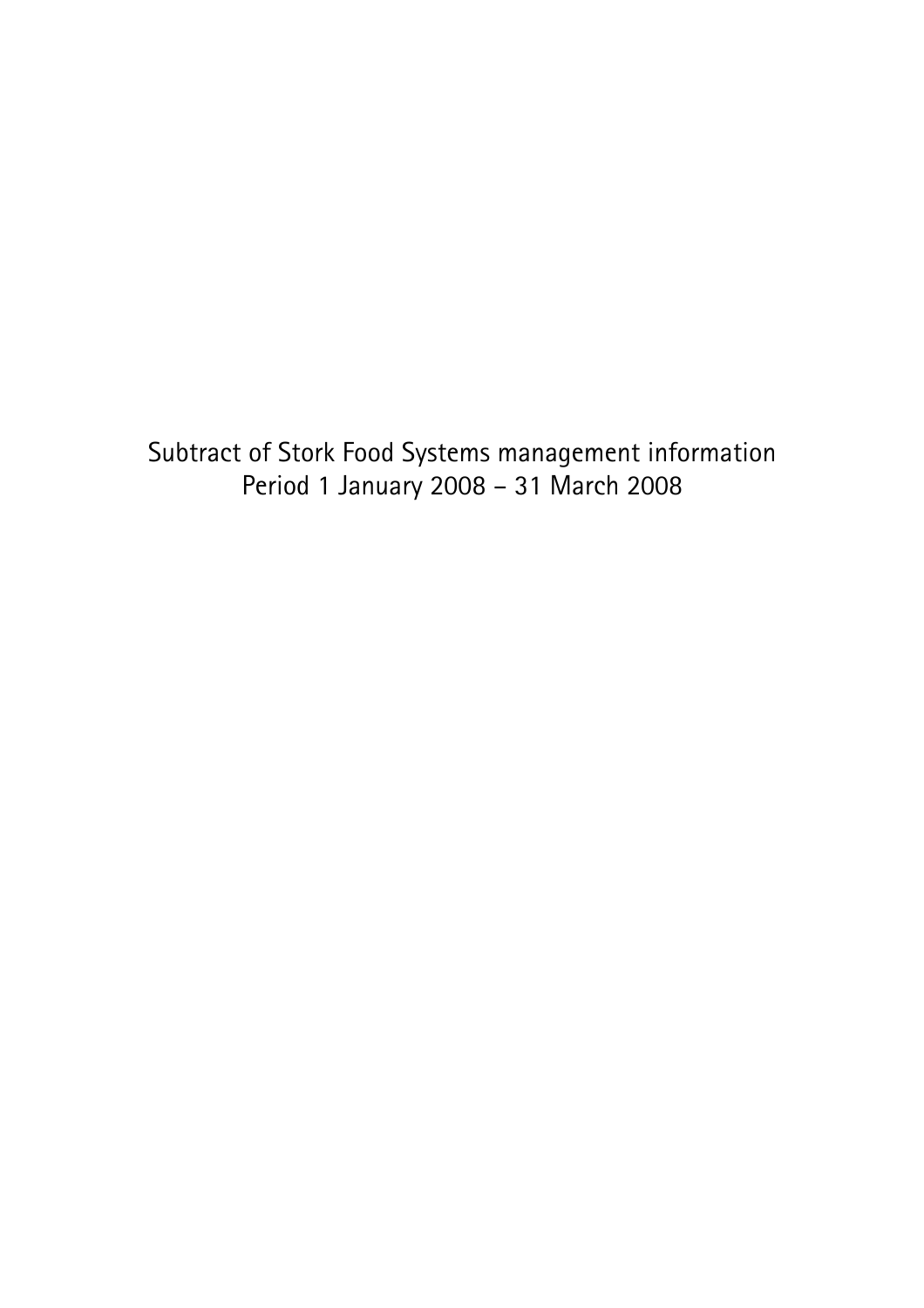# Subtract of Stork Food Systems management information

Period 1 January 2008 – 31 March 2008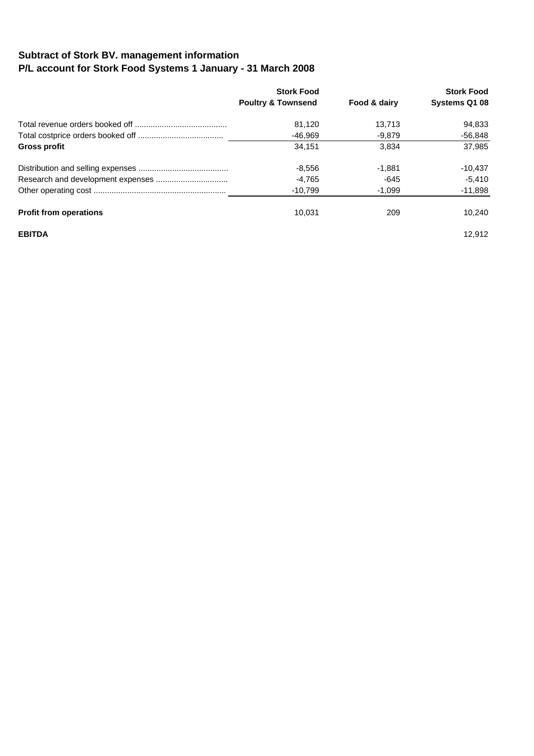## Subtract of Stork BV. management information
## P/L account for Stork Food Systems 1 January - 31 March 2008

| | Stork Food Poultry & Townsend | Food & dairy | Stork Food Systems Q1 08 |
|---|---|---|---|
| Total revenue orders booked off ......................................... | 81,120 | 13,713 | 94,833 |
| Total costprice orders booked off ...................................... | -46,969 | -9,879 | -56,848 |
| **Gross profit** | 34,151 | 3,834 | 37,985 |
| | | | |
| Distribution and selling expenses ........................................ | -8,556 | -1,881 | -10,437 |
| Research and development expenses ................................ | -4,765 | -645 | -5,410 |
| Other operating cost ........................................................... | -10,799 | -1,099 | -11,898 |
| | | | |
| **Profit from operations** | 10,031 | 209 | 10,240 |
| | | | |
| **EBITDA** | | | 12,912 |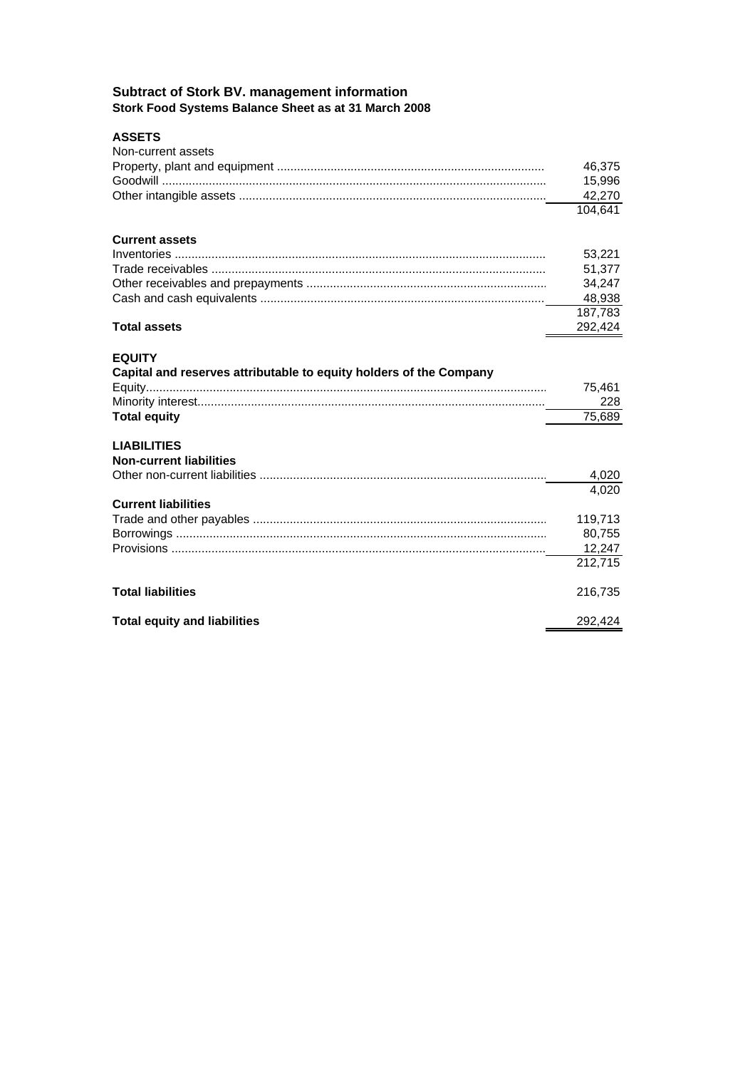## Subtract of Stork BV. management information

### Stork Food Systems Balance Sheet as at 31 March 2008

| | |
|---|---|
| **ASSETS** | |
| Non-current assets | |
| Property, plant and equipment | 46,375 |
| Goodwill | 15,996 |
| Other intangible assets | 42,270 |
| | 104,641 |
| **Current assets** | |
| Inventories | 53,221 |
| Trade receivables | 51,377 |
| Other receivables and prepayments | 34,247 |
| Cash and cash equivalents | 48,938 |
| | 187,783 |
| **Total assets** | 292,424 |
| **EQUITY** | |
| **Capital and reserves attributable to equity holders of the Company** | |
| Equity | 75,461 |
| Minority interest | 228 |
| **Total equity** | 75,689 |
| **LIABILITIES** | |
| **Non-current liabilities** | |
| Other non-current liabilities | 4,020 |
| | 4,020 |
| **Current liabilities** | |
| Trade and other payables | 119,713 |
| Borrowings | 80,755 |
| Provisions | 12,247 |
| | 212,715 |
| **Total liabilities** | 216,735 |
| **Total equity and liabilities** | 292,424 |